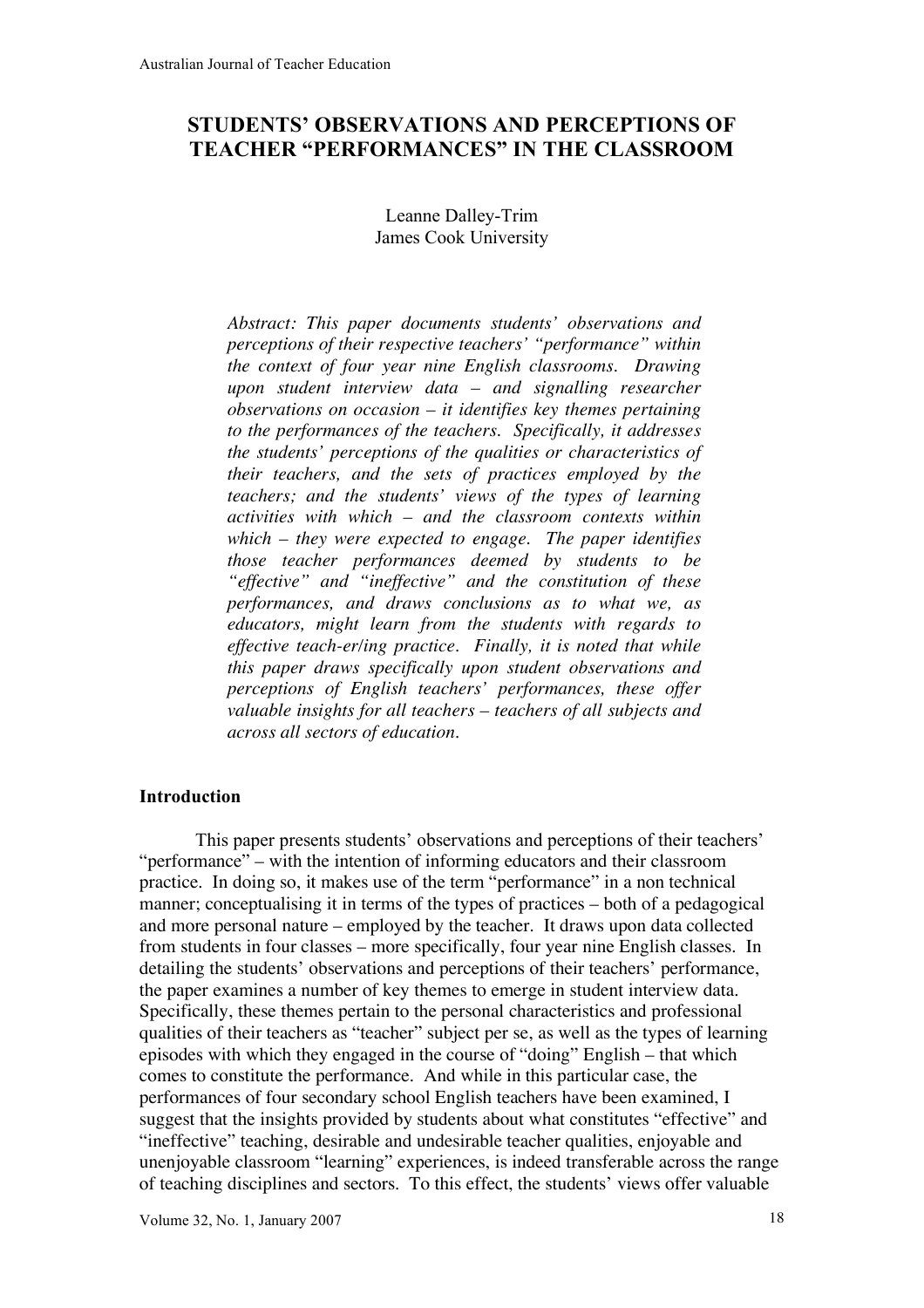# STUDENTS' OBSERVATIONS AND PERCEPTIONS OF TEACHER "PERFORMANCES" IN THE CLASSROOM

Leanne Dalley-Trim
James Cook University

*Abstract: This paper documents students' observations and perceptions of their respective teachers' "performance" within the context of four year nine English classrooms. Drawing upon student interview data – and signalling researcher observations on occasion – it identifies key themes pertaining to the performances of the teachers. Specifically, it addresses the students' perceptions of the qualities or characteristics of their teachers, and the sets of practices employed by the teachers; and the students' views of the types of learning activities with which – and the classroom contexts within which – they were expected to engage. The paper identifies those teacher performances deemed by students to be "effective" and "ineffective" and the constitution of these performances, and draws conclusions as to what we, as educators, might learn from the students with regards to effective teach-er/ing practice. Finally, it is noted that while this paper draws specifically upon student observations and perceptions of English teachers' performances, these offer valuable insights for all teachers – teachers of all subjects and across all sectors of education.*

## Introduction

This paper presents students' observations and perceptions of their teachers' "performance" – with the intention of informing educators and their classroom practice. In doing so, it makes use of the term "performance" in a non technical manner; conceptualising it in terms of the types of practices – both of a pedagogical and more personal nature – employed by the teacher. It draws upon data collected from students in four classes – more specifically, four year nine English classes. In detailing the students' observations and perceptions of their teachers' performance, the paper examines a number of key themes to emerge in student interview data. Specifically, these themes pertain to the personal characteristics and professional qualities of their teachers as "teacher" subject per se, as well as the types of learning episodes with which they engaged in the course of "doing" English – that which comes to constitute the performance. And while in this particular case, the performances of four secondary school English teachers have been examined, I suggest that the insights provided by students about what constitutes "effective" and "ineffective" teaching, desirable and undesirable teacher qualities, enjoyable and unenjoyable classroom "learning" experiences, is indeed transferable across the range of teaching disciplines and sectors. To this effect, the students' views offer valuable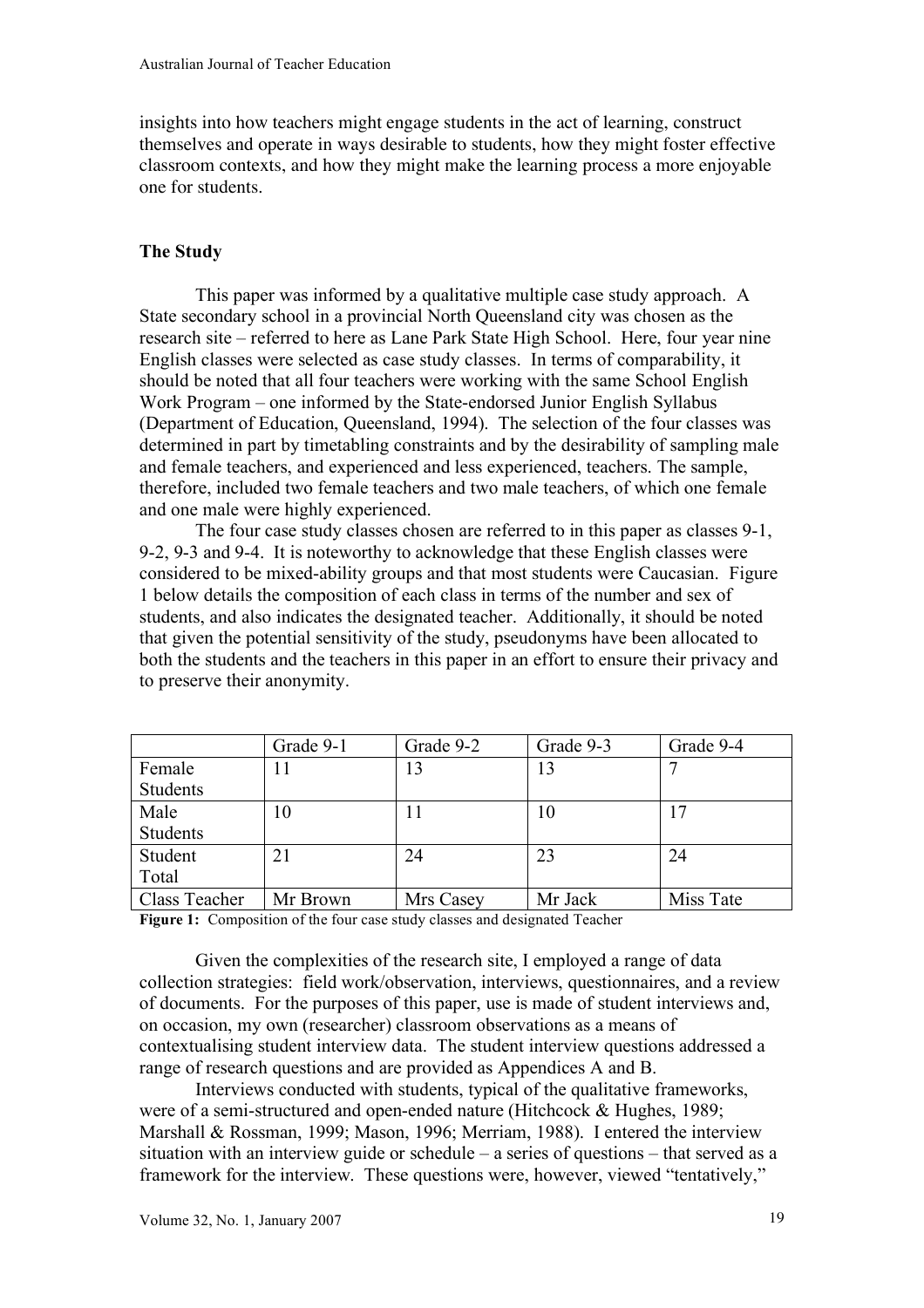insights into how teachers might engage students in the act of learning, construct themselves and operate in ways desirable to students, how they might foster effective classroom contexts, and how they might make the learning process a more enjoyable one for students.

## The Study

This paper was informed by a qualitative multiple case study approach. A State secondary school in a provincial North Queensland city was chosen as the research site – referred to here as Lane Park State High School. Here, four year nine English classes were selected as case study classes. In terms of comparability, it should be noted that all four teachers were working with the same School English Work Program – one informed by the State-endorsed Junior English Syllabus (Department of Education, Queensland, 1994). The selection of the four classes was determined in part by timetabling constraints and by the desirability of sampling male and female teachers, and experienced and less experienced, teachers. The sample, therefore, included two female teachers and two male teachers, of which one female and one male were highly experienced.

The four case study classes chosen are referred to in this paper as classes 9-1, 9-2, 9-3 and 9-4. It is noteworthy to acknowledge that these English classes were considered to be mixed-ability groups and that most students were Caucasian. Figure 1 below details the composition of each class in terms of the number and sex of students, and also indicates the designated teacher. Additionally, it should be noted that given the potential sensitivity of the study, pseudonyms have been allocated to both the students and the teachers in this paper in an effort to ensure their privacy and to preserve their anonymity.

| | Grade 9-1 | Grade 9-2 | Grade 9-3 | Grade 9-4 |
|---|---|---|---|---|
| Female Students | 11 | 13 | 13 | 7 |
| Male Students | 10 | 11 | 10 | 17 |
| Student Total | 21 | 24 | 23 | 24 |
| Class Teacher | Mr Brown | Mrs Casey | Mr Jack | Miss Tate |

**Figure 1:** Composition of the four case study classes and designated Teacher

Given the complexities of the research site, I employed a range of data collection strategies: field work/observation, interviews, questionnaires, and a review of documents. For the purposes of this paper, use is made of student interviews and, on occasion, my own (researcher) classroom observations as a means of contextualising student interview data. The student interview questions addressed a range of research questions and are provided as Appendices A and B.

Interviews conducted with students, typical of the qualitative frameworks, were of a semi-structured and open-ended nature (Hitchcock & Hughes, 1989; Marshall & Rossman, 1999; Mason, 1996; Merriam, 1988). I entered the interview situation with an interview guide or schedule – a series of questions – that served as a framework for the interview. These questions were, however, viewed "tentatively,"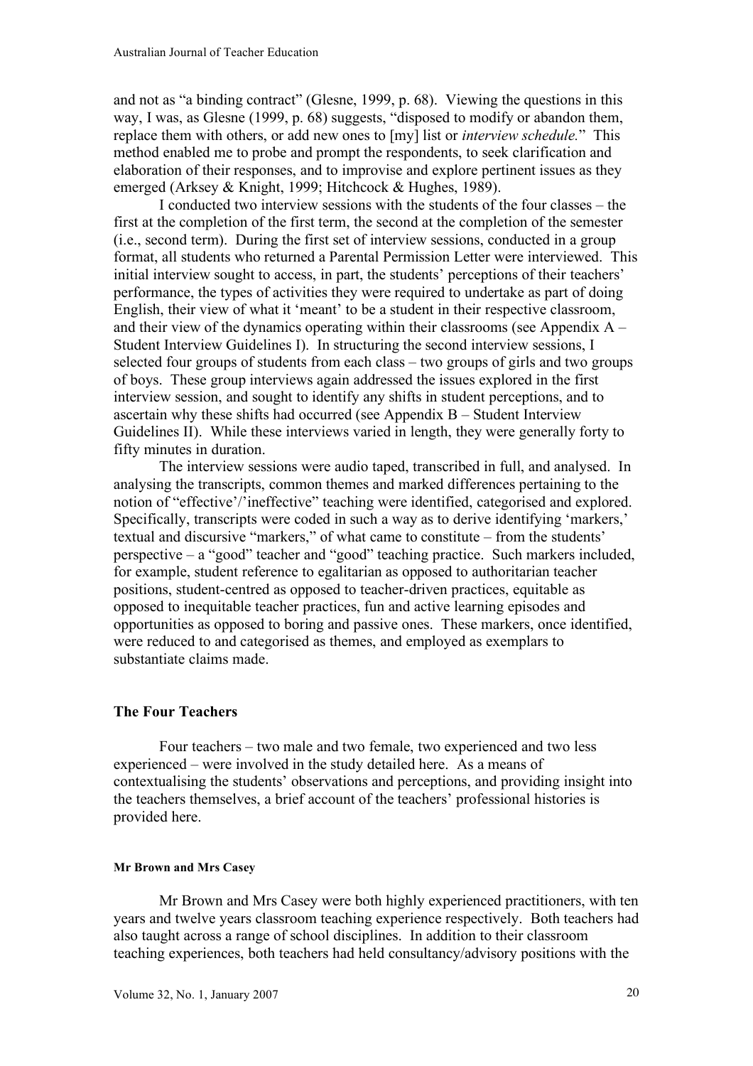and not as "a binding contract" (Glesne, 1999, p. 68). Viewing the questions in this way, I was, as Glesne (1999, p. 68) suggests, "disposed to modify or abandon them, replace them with others, or add new ones to [my] list or *interview schedule.*" This method enabled me to probe and prompt the respondents, to seek clarification and elaboration of their responses, and to improvise and explore pertinent issues as they emerged (Arksey & Knight, 1999; Hitchcock & Hughes, 1989).

I conducted two interview sessions with the students of the four classes – the first at the completion of the first term, the second at the completion of the semester (i.e., second term). During the first set of interview sessions, conducted in a group format, all students who returned a Parental Permission Letter were interviewed. This initial interview sought to access, in part, the students' perceptions of their teachers' performance, the types of activities they were required to undertake as part of doing English, their view of what it 'meant' to be a student in their respective classroom, and their view of the dynamics operating within their classrooms (see Appendix A – Student Interview Guidelines I). In structuring the second interview sessions, I selected four groups of students from each class – two groups of girls and two groups of boys. These group interviews again addressed the issues explored in the first interview session, and sought to identify any shifts in student perceptions, and to ascertain why these shifts had occurred (see Appendix B – Student Interview Guidelines II). While these interviews varied in length, they were generally forty to fifty minutes in duration.

The interview sessions were audio taped, transcribed in full, and analysed. In analysing the transcripts, common themes and marked differences pertaining to the notion of "effective'/'ineffective" teaching were identified, categorised and explored. Specifically, transcripts were coded in such a way as to derive identifying 'markers,' textual and discursive "markers," of what came to constitute – from the students' perspective – a "good" teacher and "good" teaching practice. Such markers included, for example, student reference to egalitarian as opposed to authoritarian teacher positions, student-centred as opposed to teacher-driven practices, equitable as opposed to inequitable teacher practices, fun and active learning episodes and opportunities as opposed to boring and passive ones. These markers, once identified, were reduced to and categorised as themes, and employed as exemplars to substantiate claims made.

## The Four Teachers

Four teachers – two male and two female, two experienced and two less experienced – were involved in the study detailed here. As a means of contextualising the students' observations and perceptions, and providing insight into the teachers themselves, a brief account of the teachers' professional histories is provided here.

#### Mr Brown and Mrs Casey

Mr Brown and Mrs Casey were both highly experienced practitioners, with ten years and twelve years classroom teaching experience respectively. Both teachers had also taught across a range of school disciplines. In addition to their classroom teaching experiences, both teachers had held consultancy/advisory positions with the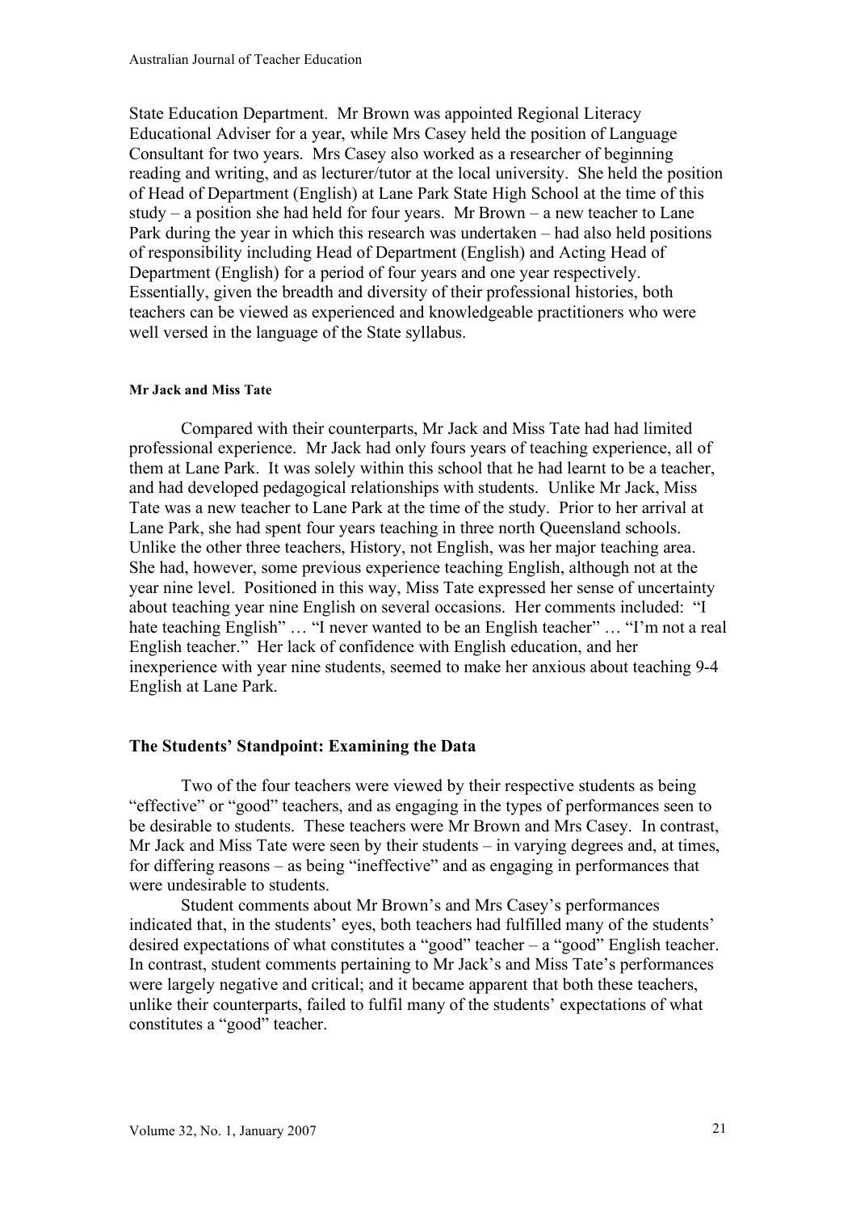State Education Department. Mr Brown was appointed Regional Literacy Educational Adviser for a year, while Mrs Casey held the position of Language Consultant for two years. Mrs Casey also worked as a researcher of beginning reading and writing, and as lecturer/tutor at the local university. She held the position of Head of Department (English) at Lane Park State High School at the time of this study – a position she had held for four years. Mr Brown – a new teacher to Lane Park during the year in which this research was undertaken – had also held positions of responsibility including Head of Department (English) and Acting Head of Department (English) for a period of four years and one year respectively. Essentially, given the breadth and diversity of their professional histories, both teachers can be viewed as experienced and knowledgeable practitioners who were well versed in the language of the State syllabus.

#### Mr Jack and Miss Tate

Compared with their counterparts, Mr Jack and Miss Tate had had limited professional experience. Mr Jack had only fours years of teaching experience, all of them at Lane Park. It was solely within this school that he had learnt to be a teacher, and had developed pedagogical relationships with students. Unlike Mr Jack, Miss Tate was a new teacher to Lane Park at the time of the study. Prior to her arrival at Lane Park, she had spent four years teaching in three north Queensland schools. Unlike the other three teachers, History, not English, was her major teaching area. She had, however, some previous experience teaching English, although not at the year nine level. Positioned in this way, Miss Tate expressed her sense of uncertainty about teaching year nine English on several occasions. Her comments included: "I hate teaching English" … "I never wanted to be an English teacher" … "I'm not a real English teacher." Her lack of confidence with English education, and her inexperience with year nine students, seemed to make her anxious about teaching 9-4 English at Lane Park.

### The Students' Standpoint: Examining the Data

Two of the four teachers were viewed by their respective students as being "effective" or "good" teachers, and as engaging in the types of performances seen to be desirable to students. These teachers were Mr Brown and Mrs Casey. In contrast, Mr Jack and Miss Tate were seen by their students – in varying degrees and, at times, for differing reasons – as being "ineffective" and as engaging in performances that were undesirable to students.

Student comments about Mr Brown's and Mrs Casey's performances indicated that, in the students' eyes, both teachers had fulfilled many of the students' desired expectations of what constitutes a "good" teacher – a "good" English teacher. In contrast, student comments pertaining to Mr Jack's and Miss Tate's performances were largely negative and critical; and it became apparent that both these teachers, unlike their counterparts, failed to fulfil many of the students' expectations of what constitutes a "good" teacher.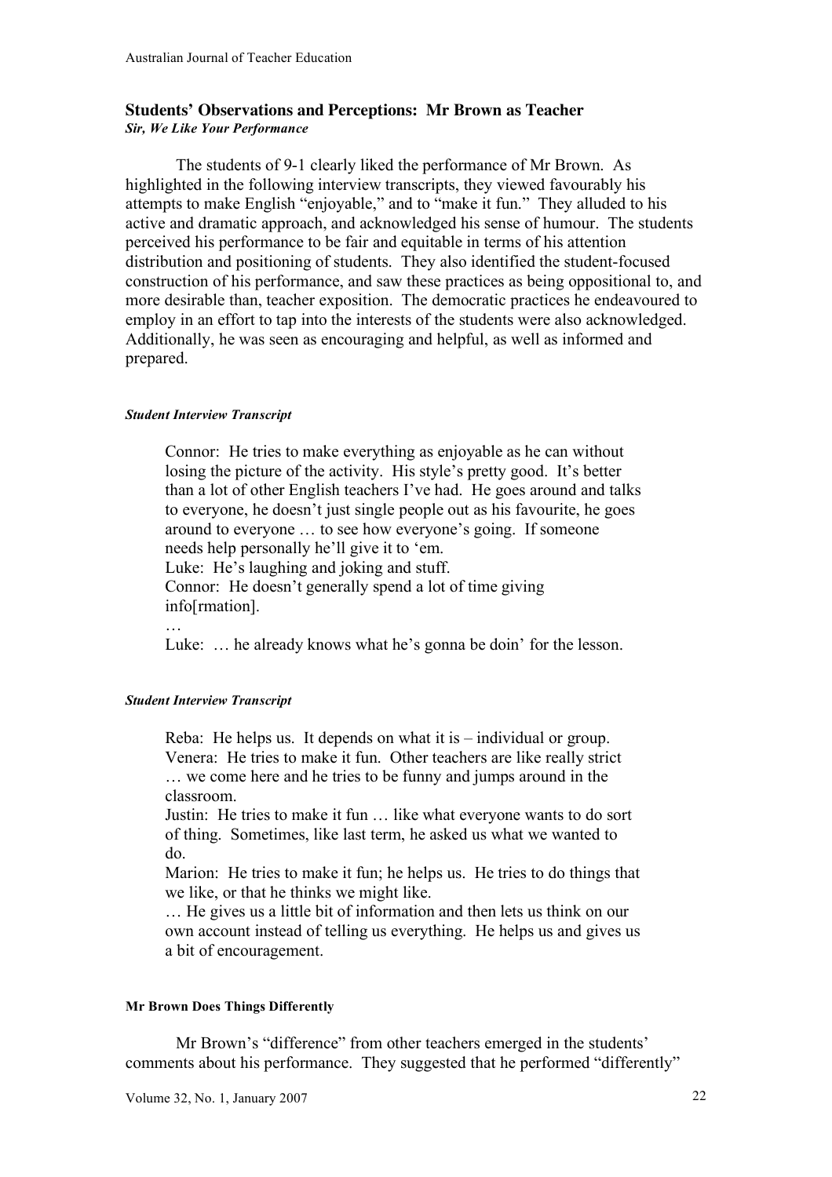### Students' Observations and Perceptions: Mr Brown as Teacher

***Sir, We Like Your Performance***

The students of 9-1 clearly liked the performance of Mr Brown. As highlighted in the following interview transcripts, they viewed favourably his attempts to make English "enjoyable," and to "make it fun." They alluded to his active and dramatic approach, and acknowledged his sense of humour. The students perceived his performance to be fair and equitable in terms of his attention distribution and positioning of students. They also identified the student-focused construction of his performance, and saw these practices as being oppositional to, and more desirable than, teacher exposition. The democratic practices he endeavoured to employ in an effort to tap into the interests of the students were also acknowledged. Additionally, he was seen as encouraging and helpful, as well as informed and prepared.

***Student Interview Transcript***

> Connor: He tries to make everything as enjoyable as he can without losing the picture of the activity. His style's pretty good. It's better than a lot of other English teachers I've had. He goes around and talks to everyone, he doesn't just single people out as his favourite, he goes around to everyone … to see how everyone's going. If someone needs help personally he'll give it to 'em.
> Luke: He's laughing and joking and stuff.
> Connor: He doesn't generally spend a lot of time giving info[rmation].
> …
> Luke: … he already knows what he's gonna be doin' for the lesson.

***Student Interview Transcript***

> Reba: He helps us. It depends on what it is – individual or group.
> Venera: He tries to make it fun. Other teachers are like really strict … we come here and he tries to be funny and jumps around in the classroom.
> Justin: He tries to make it fun … like what everyone wants to do sort of thing. Sometimes, like last term, he asked us what we wanted to do.
> Marion: He tries to make it fun; he helps us. He tries to do things that we like, or that he thinks we might like.
> … He gives us a little bit of information and then lets us think on our own account instead of telling us everything. He helps us and gives us a bit of encouragement.

**Mr Brown Does Things Differently**

Mr Brown's "difference" from other teachers emerged in the students' comments about his performance. They suggested that he performed "differently"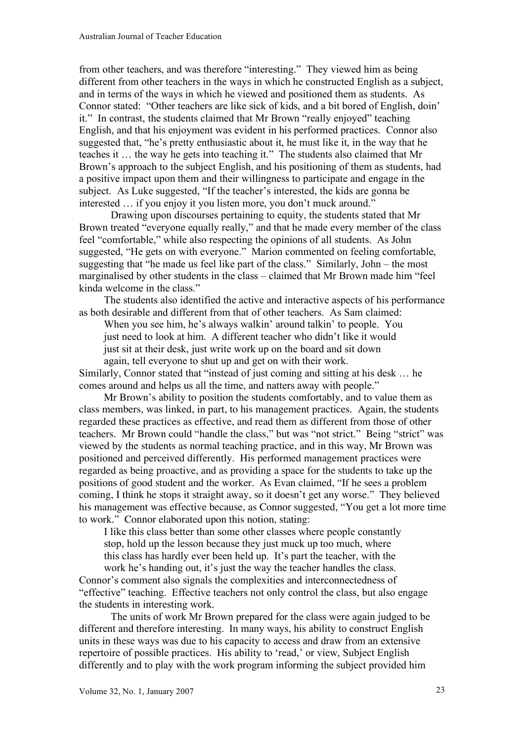from other teachers, and was therefore "interesting." They viewed him as being different from other teachers in the ways in which he constructed English as a subject, and in terms of the ways in which he viewed and positioned them as students. As Connor stated: "Other teachers are like sick of kids, and a bit bored of English, doin' it." In contrast, the students claimed that Mr Brown "really enjoyed" teaching English, and that his enjoyment was evident in his performed practices. Connor also suggested that, "he's pretty enthusiastic about it, he must like it, in the way that he teaches it … the way he gets into teaching it." The students also claimed that Mr Brown's approach to the subject English, and his positioning of them as students, had a positive impact upon them and their willingness to participate and engage in the subject. As Luke suggested, "If the teacher's interested, the kids are gonna be interested … if you enjoy it you listen more, you don't muck around."

Drawing upon discourses pertaining to equity, the students stated that Mr Brown treated "everyone equally really," and that he made every member of the class feel "comfortable," while also respecting the opinions of all students. As John suggested, "He gets on with everyone." Marion commented on feeling comfortable, suggesting that "he made us feel like part of the class." Similarly, John – the most marginalised by other students in the class – claimed that Mr Brown made him "feel kinda welcome in the class."

The students also identified the active and interactive aspects of his performance as both desirable and different from that of other teachers. As Sam claimed:

> When you see him, he's always walkin' around talkin' to people. You just need to look at him. A different teacher who didn't like it would just sit at their desk, just write work up on the board and sit down again, tell everyone to shut up and get on with their work.

Similarly, Connor stated that "instead of just coming and sitting at his desk … he comes around and helps us all the time, and natters away with people."

Mr Brown's ability to position the students comfortably, and to value them as class members, was linked, in part, to his management practices. Again, the students regarded these practices as effective, and read them as different from those of other teachers. Mr Brown could "handle the class," but was "not strict." Being "strict" was viewed by the students as normal teaching practice, and in this way, Mr Brown was positioned and perceived differently. His performed management practices were regarded as being proactive, and as providing a space for the students to take up the positions of good student and the worker. As Evan claimed, "If he sees a problem coming, I think he stops it straight away, so it doesn't get any worse." They believed his management was effective because, as Connor suggested, "You get a lot more time to work." Connor elaborated upon this notion, stating:

> I like this class better than some other classes where people constantly stop, hold up the lesson because they just muck up too much, where this class has hardly ever been held up. It's part the teacher, with the work he's handing out, it's just the way the teacher handles the class.

Connor's comment also signals the complexities and interconnectedness of "effective" teaching. Effective teachers not only control the class, but also engage the students in interesting work.

The units of work Mr Brown prepared for the class were again judged to be different and therefore interesting. In many ways, his ability to construct English units in these ways was due to his capacity to access and draw from an extensive repertoire of possible practices. His ability to 'read,' or view, Subject English differently and to play with the work program informing the subject provided him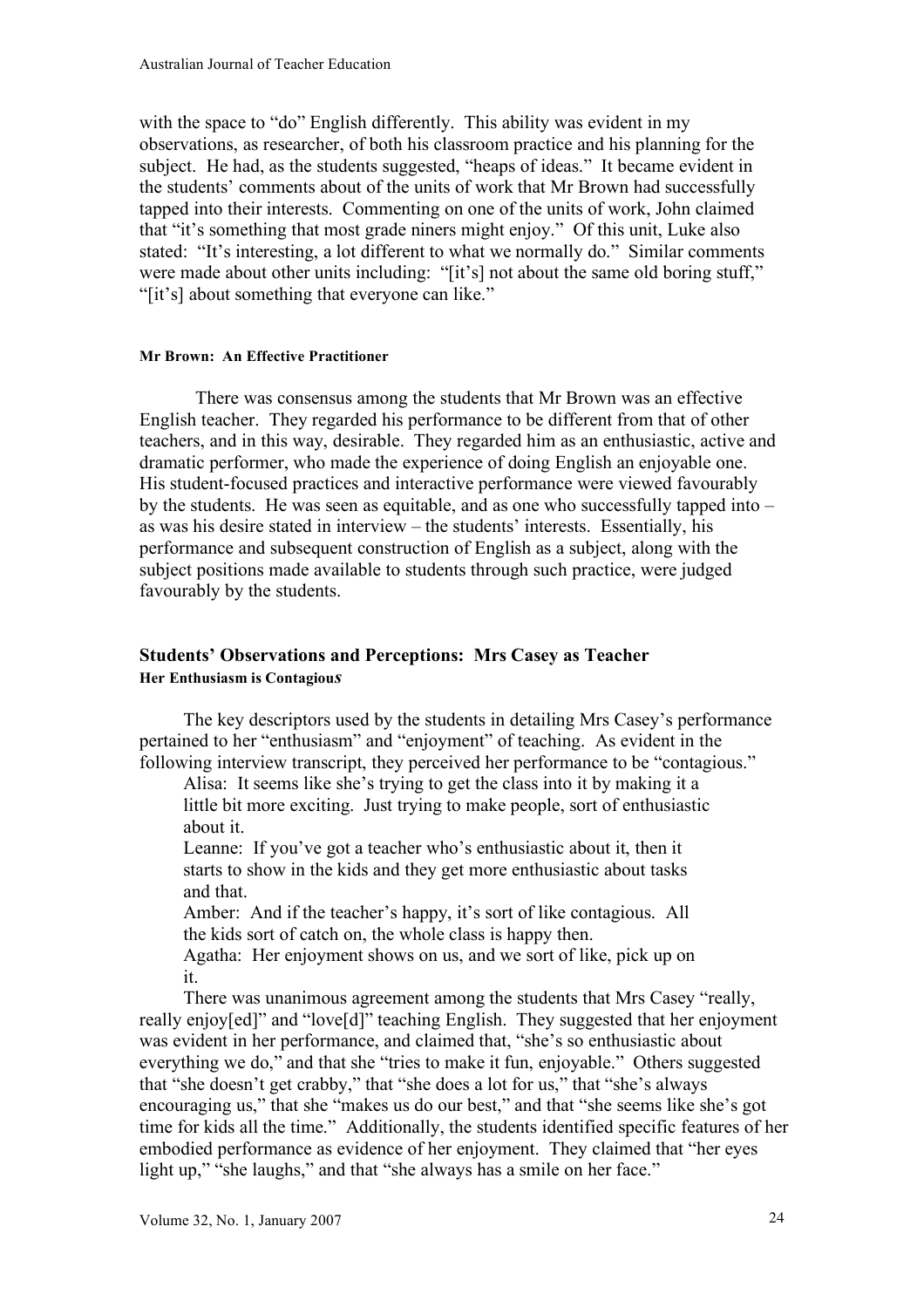with the space to "do" English differently. This ability was evident in my observations, as researcher, of both his classroom practice and his planning for the subject. He had, as the students suggested, "heaps of ideas." It became evident in the students' comments about of the units of work that Mr Brown had successfully tapped into their interests. Commenting on one of the units of work, John claimed that "it's something that most grade niners might enjoy." Of this unit, Luke also stated: "It's interesting, a lot different to what we normally do." Similar comments were made about other units including: "[it's] not about the same old boring stuff," "[it's] about something that everyone can like."

#### Mr Brown: An Effective Practitioner

There was consensus among the students that Mr Brown was an effective English teacher. They regarded his performance to be different from that of other teachers, and in this way, desirable. They regarded him as an enthusiastic, active and dramatic performer, who made the experience of doing English an enjoyable one. His student-focused practices and interactive performance were viewed favourably by the students. He was seen as equitable, and as one who successfully tapped into – as was his desire stated in interview – the students' interests. Essentially, his performance and subsequent construction of English as a subject, along with the subject positions made available to students through such practice, were judged favourably by the students.

### Students' Observations and Perceptions: Mrs Casey as Teacher

#### Her Enthusiasm is Contagious

The key descriptors used by the students in detailing Mrs Casey's performance pertained to her "enthusiasm" and "enjoyment" of teaching. As evident in the following interview transcript, they perceived her performance to be "contagious."

> Alisa: It seems like she's trying to get the class into it by making it a little bit more exciting. Just trying to make people, sort of enthusiastic about it.
>
> Leanne: If you've got a teacher who's enthusiastic about it, then it starts to show in the kids and they get more enthusiastic about tasks and that.
>
> Amber: And if the teacher's happy, it's sort of like contagious. All the kids sort of catch on, the whole class is happy then.
>
> Agatha: Her enjoyment shows on us, and we sort of like, pick up on it.

There was unanimous agreement among the students that Mrs Casey "really, really enjoy[ed]" and "love[d]" teaching English. They suggested that her enjoyment was evident in her performance, and claimed that, "she's so enthusiastic about everything we do," and that she "tries to make it fun, enjoyable." Others suggested that "she doesn't get crabby," that "she does a lot for us," that "she's always encouraging us," that she "makes us do our best," and that "she seems like she's got time for kids all the time." Additionally, the students identified specific features of her embodied performance as evidence of her enjoyment. They claimed that "her eyes light up," "she laughs," and that "she always has a smile on her face."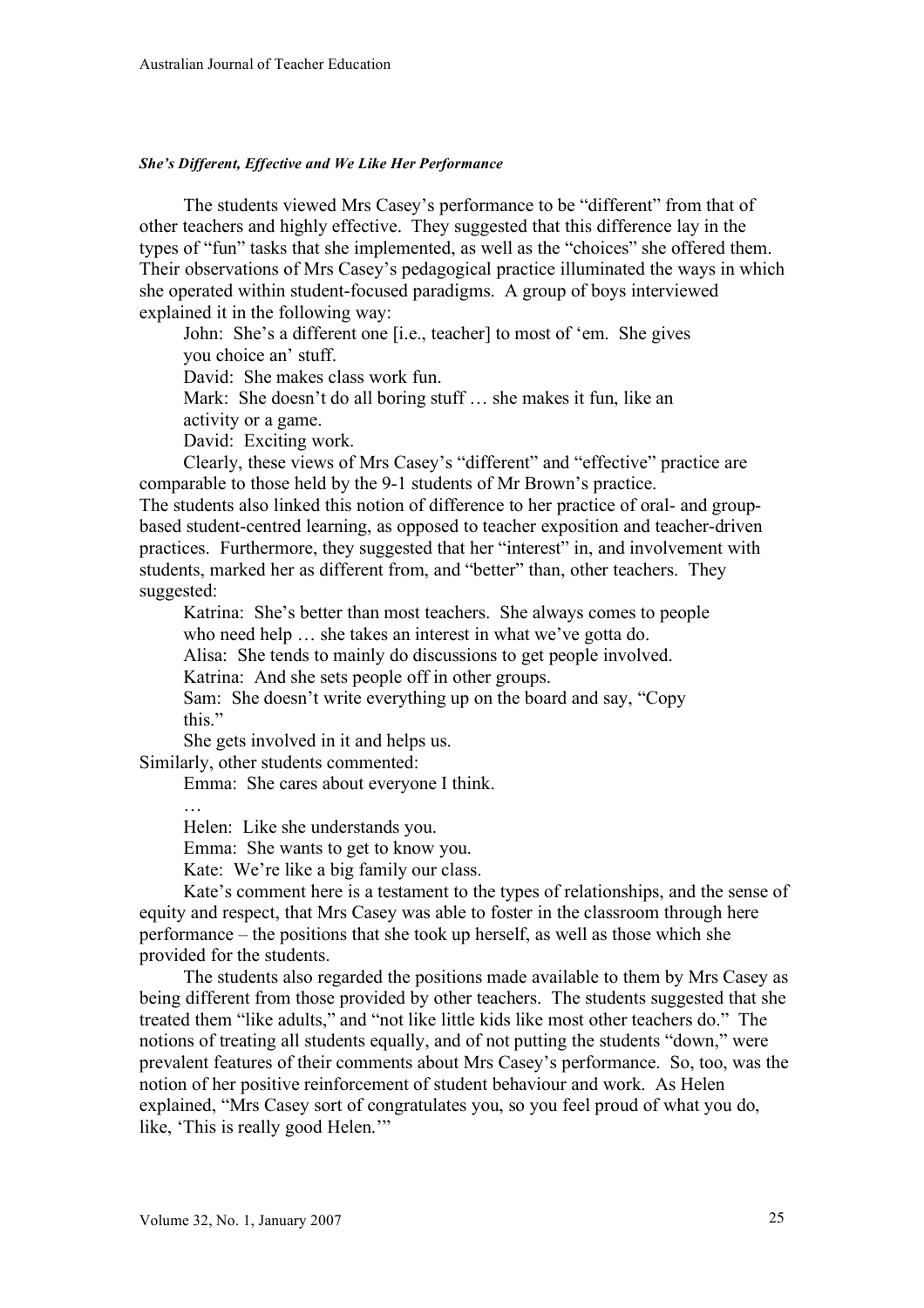***She's Different, Effective and We Like Her Performance***

The students viewed Mrs Casey's performance to be "different" from that of other teachers and highly effective. They suggested that this difference lay in the types of "fun" tasks that she implemented, as well as the "choices" she offered them. Their observations of Mrs Casey's pedagogical practice illuminated the ways in which she operated within student-focused paradigms. A group of boys interviewed explained it in the following way:

> John: She's a different one [i.e., teacher] to most of 'em. She gives you choice an' stuff.
>
> David: She makes class work fun.
>
> Mark: She doesn't do all boring stuff … she makes it fun, like an activity or a game.
>
> David: Exciting work.

Clearly, these views of Mrs Casey's "different" and "effective" practice are comparable to those held by the 9-1 students of Mr Brown's practice.

The students also linked this notion of difference to her practice of oral- and group-based student-centred learning, as opposed to teacher exposition and teacher-driven practices. Furthermore, they suggested that her "interest" in, and involvement with students, marked her as different from, and "better" than, other teachers. They suggested:

> Katrina: She's better than most teachers. She always comes to people who need help … she takes an interest in what we've gotta do.
>
> Alisa: She tends to mainly do discussions to get people involved.
>
> Katrina: And she sets people off in other groups.
>
> Sam: She doesn't write everything up on the board and say, "Copy this."
>
> She gets involved in it and helps us.

Similarly, other students commented:

> Emma: She cares about everyone I think.
>
> …
>
> Helen: Like she understands you.
>
> Emma: She wants to get to know you.
>
> Kate: We're like a big family our class.

Kate's comment here is a testament to the types of relationships, and the sense of equity and respect, that Mrs Casey was able to foster in the classroom through here performance – the positions that she took up herself, as well as those which she provided for the students.

The students also regarded the positions made available to them by Mrs Casey as being different from those provided by other teachers. The students suggested that she treated them "like adults," and "not like little kids like most other teachers do." The notions of treating all students equally, and of not putting the students "down," were prevalent features of their comments about Mrs Casey's performance. So, too, was the notion of her positive reinforcement of student behaviour and work. As Helen explained, "Mrs Casey sort of congratulates you, so you feel proud of what you do, like, 'This is really good Helen.'"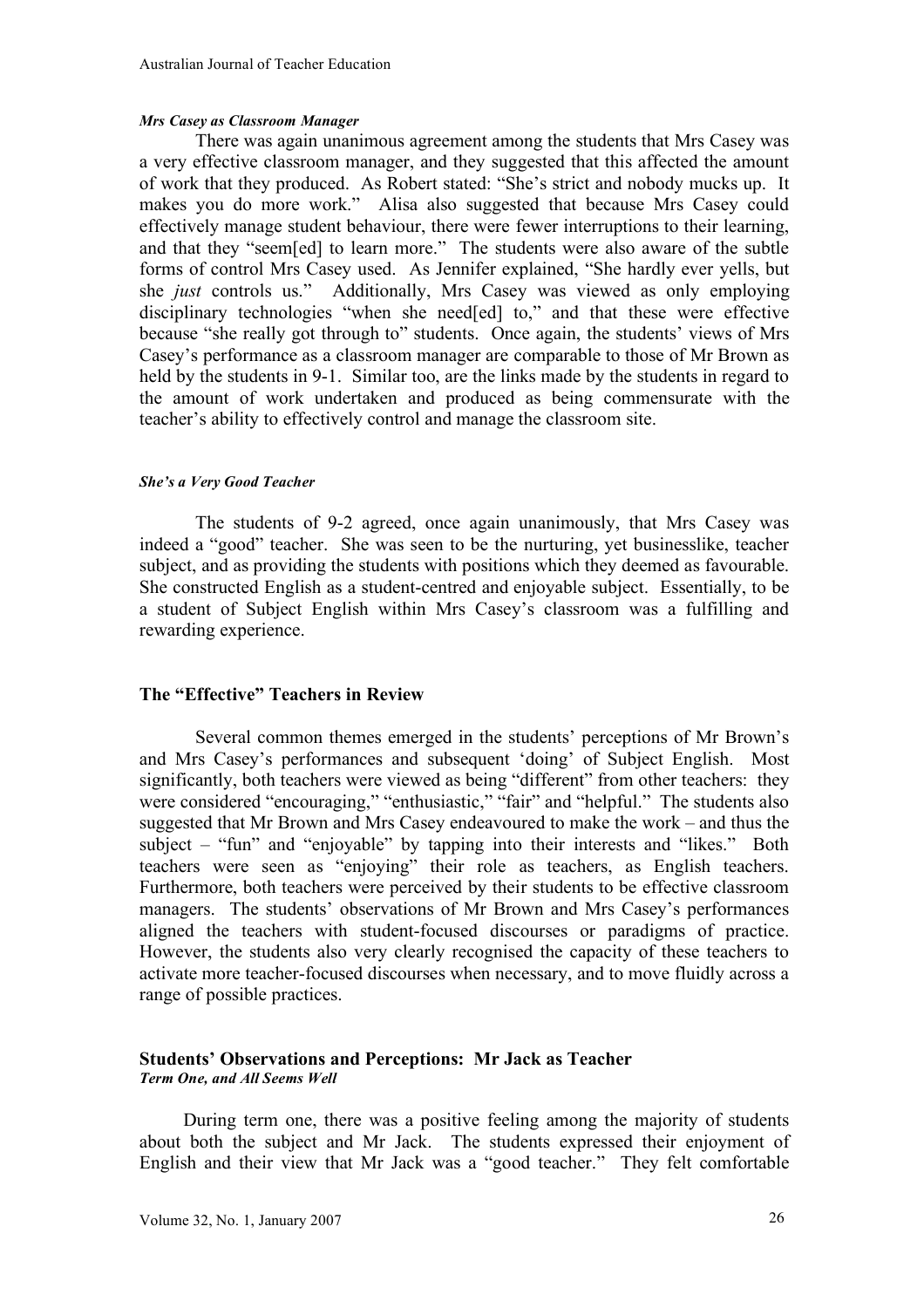#### *Mrs Casey as Classroom Manager*

There was again unanimous agreement among the students that Mrs Casey was a very effective classroom manager, and they suggested that this affected the amount of work that they produced. As Robert stated: "She's strict and nobody mucks up. It makes you do more work." Alisa also suggested that because Mrs Casey could effectively manage student behaviour, there were fewer interruptions to their learning, and that they "seem[ed] to learn more." The students were also aware of the subtle forms of control Mrs Casey used. As Jennifer explained, "She hardly ever yells, but she *just* controls us." Additionally, Mrs Casey was viewed as only employing disciplinary technologies "when she need[ed] to," and that these were effective because "she really got through to" students. Once again, the students' views of Mrs Casey's performance as a classroom manager are comparable to those of Mr Brown as held by the students in 9-1. Similar too, are the links made by the students in regard to the amount of work undertaken and produced as being commensurate with the teacher's ability to effectively control and manage the classroom site.

#### *She's a Very Good Teacher*

The students of 9-2 agreed, once again unanimously, that Mrs Casey was indeed a "good" teacher. She was seen to be the nurturing, yet businesslike, teacher subject, and as providing the students with positions which they deemed as favourable. She constructed English as a student-centred and enjoyable subject. Essentially, to be a student of Subject English within Mrs Casey's classroom was a fulfilling and rewarding experience.

## The "Effective" Teachers in Review

Several common themes emerged in the students' perceptions of Mr Brown's and Mrs Casey's performances and subsequent 'doing' of Subject English. Most significantly, both teachers were viewed as being "different" from other teachers: they were considered "encouraging," "enthusiastic," "fair" and "helpful." The students also suggested that Mr Brown and Mrs Casey endeavoured to make the work – and thus the subject – "fun" and "enjoyable" by tapping into their interests and "likes." Both teachers were seen as "enjoying" their role as teachers, as English teachers. Furthermore, both teachers were perceived by their students to be effective classroom managers. The students' observations of Mr Brown and Mrs Casey's performances aligned the teachers with student-focused discourses or paradigms of practice. However, the students also very clearly recognised the capacity of these teachers to activate more teacher-focused discourses when necessary, and to move fluidly across a range of possible practices.

## Students' Observations and Perceptions: Mr Jack as Teacher

#### *Term One, and All Seems Well*

During term one, there was a positive feeling among the majority of students about both the subject and Mr Jack. The students expressed their enjoyment of English and their view that Mr Jack was a "good teacher." They felt comfortable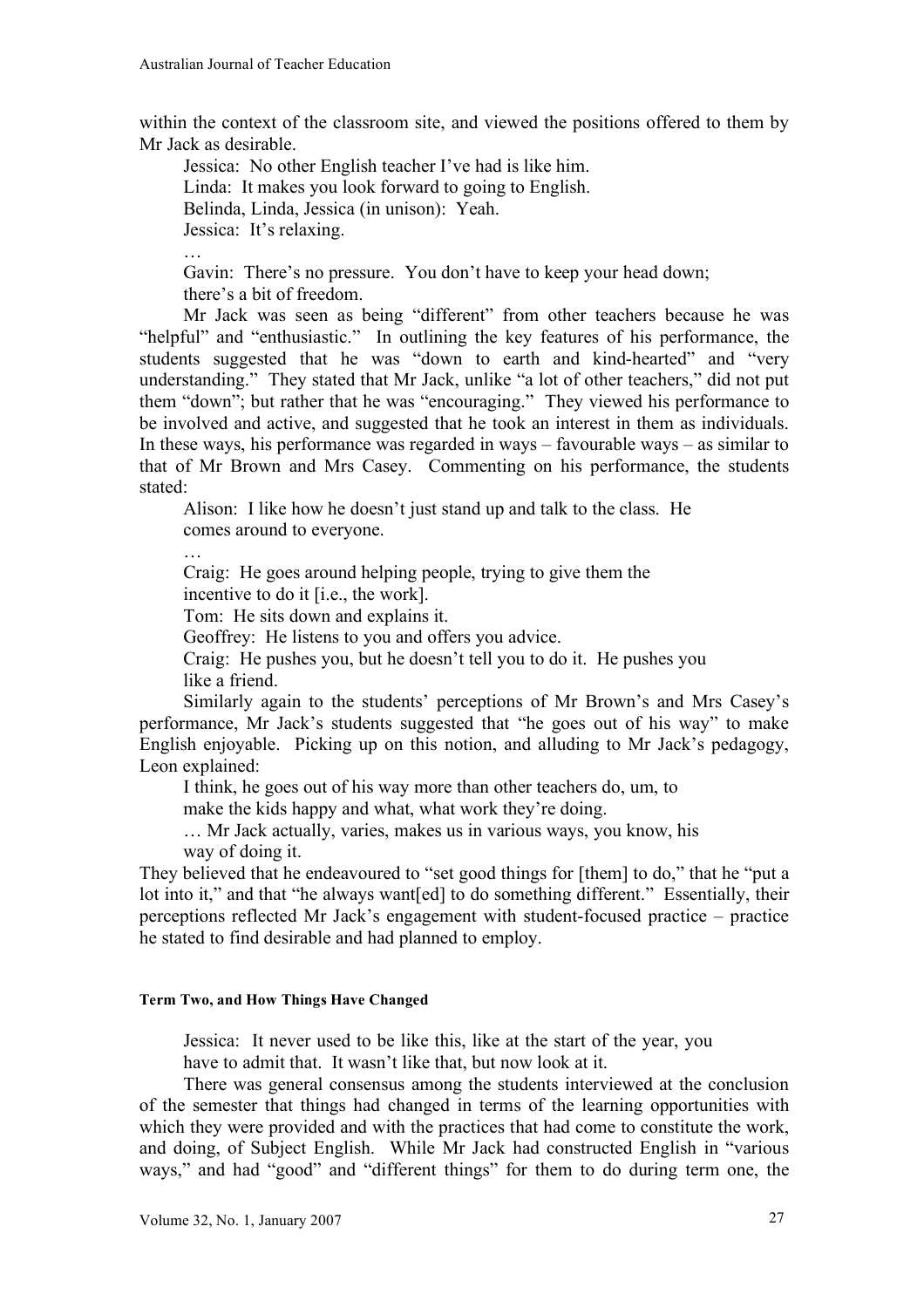within the context of the classroom site, and viewed the positions offered to them by Mr Jack as desirable.

> Jessica: No other English teacher I've had is like him.
> Linda: It makes you look forward to going to English.
> Belinda, Linda, Jessica (in unison): Yeah.
> Jessica: It's relaxing.
> …
> Gavin: There's no pressure. You don't have to keep your head down; there's a bit of freedom.

Mr Jack was seen as being "different" from other teachers because he was "helpful" and "enthusiastic." In outlining the key features of his performance, the students suggested that he was "down to earth and kind-hearted" and "very understanding." They stated that Mr Jack, unlike "a lot of other teachers," did not put them "down"; but rather that he was "encouraging." They viewed his performance to be involved and active, and suggested that he took an interest in them as individuals. In these ways, his performance was regarded in ways – favourable ways – as similar to that of Mr Brown and Mrs Casey. Commenting on his performance, the students stated:

> Alison: I like how he doesn't just stand up and talk to the class. He comes around to everyone.
> …
> Craig: He goes around helping people, trying to give them the incentive to do it [i.e., the work].
> Tom: He sits down and explains it.
> Geoffrey: He listens to you and offers you advice.
> Craig: He pushes you, but he doesn't tell you to do it. He pushes you like a friend.

Similarly again to the students' perceptions of Mr Brown's and Mrs Casey's performance, Mr Jack's students suggested that "he goes out of his way" to make English enjoyable. Picking up on this notion, and alluding to Mr Jack's pedagogy, Leon explained:

> I think, he goes out of his way more than other teachers do, um, to make the kids happy and what, what work they're doing.
> … Mr Jack actually, varies, makes us in various ways, you know, his way of doing it.

They believed that he endeavoured to "set good things for [them] to do," that he "put a lot into it," and that "he always want[ed] to do something different." Essentially, their perceptions reflected Mr Jack's engagement with student-focused practice – practice he stated to find desirable and had planned to employ.

#### Term Two, and How Things Have Changed

> Jessica: It never used to be like this, like at the start of the year, you have to admit that. It wasn't like that, but now look at it.

There was general consensus among the students interviewed at the conclusion of the semester that things had changed in terms of the learning opportunities with which they were provided and with the practices that had come to constitute the work, and doing, of Subject English. While Mr Jack had constructed English in "various ways," and had "good" and "different things" for them to do during term one, the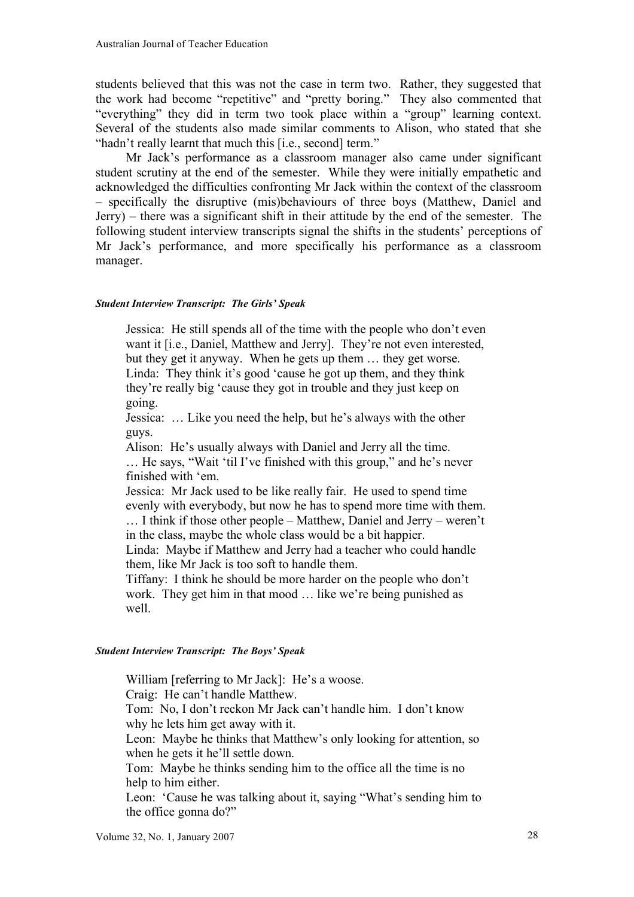students believed that this was not the case in term two. Rather, they suggested that the work had become "repetitive" and "pretty boring." They also commented that "everything" they did in term two took place within a "group" learning context. Several of the students also made similar comments to Alison, who stated that she "hadn't really learnt that much this [i.e., second] term."

Mr Jack's performance as a classroom manager also came under significant student scrutiny at the end of the semester. While they were initially empathetic and acknowledged the difficulties confronting Mr Jack within the context of the classroom – specifically the disruptive (mis)behaviours of three boys (Matthew, Daniel and Jerry) – there was a significant shift in their attitude by the end of the semester. The following student interview transcripts signal the shifts in the students' perceptions of Mr Jack's performance, and more specifically his performance as a classroom manager.

#### *Student Interview Transcript: The Girls' Speak*

> Jessica: He still spends all of the time with the people who don't even want it [i.e., Daniel, Matthew and Jerry]. They're not even interested, but they get it anyway. When he gets up them … they get worse.
> Linda: They think it's good 'cause he got up them, and they think they're really big 'cause they got in trouble and they just keep on going.
> Jessica: … Like you need the help, but he's always with the other guys.
> Alison: He's usually always with Daniel and Jerry all the time.
> … He says, "Wait 'til I've finished with this group," and he's never finished with 'em.
> Jessica: Mr Jack used to be like really fair. He used to spend time evenly with everybody, but now he has to spend more time with them.
> … I think if those other people – Matthew, Daniel and Jerry – weren't in the class, maybe the whole class would be a bit happier.
> Linda: Maybe if Matthew and Jerry had a teacher who could handle them, like Mr Jack is too soft to handle them.
> Tiffany: I think he should be more harder on the people who don't work. They get him in that mood … like we're being punished as well.

#### *Student Interview Transcript: The Boys' Speak*

> William [referring to Mr Jack]: He's a woose.
> Craig: He can't handle Matthew.
> Tom: No, I don't reckon Mr Jack can't handle him. I don't know why he lets him get away with it.
> Leon: Maybe he thinks that Matthew's only looking for attention, so when he gets it he'll settle down.
> Tom: Maybe he thinks sending him to the office all the time is no help to him either.
> Leon: 'Cause he was talking about it, saying "What's sending him to the office gonna do?"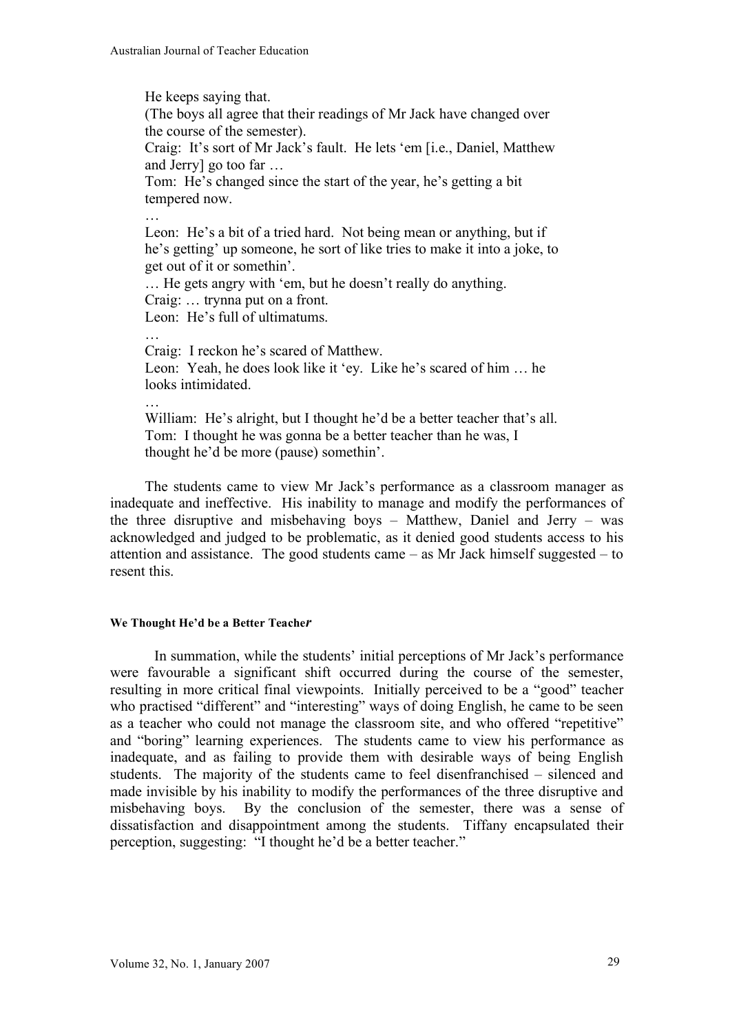> He keeps saying that.
> (The boys all agree that their readings of Mr Jack have changed over the course of the semester).
> Craig: It's sort of Mr Jack's fault. He lets 'em [i.e., Daniel, Matthew and Jerry] go too far …
> Tom: He's changed since the start of the year, he's getting a bit tempered now.
> …
> Leon: He's a bit of a tried hard. Not being mean or anything, but if he's getting' up someone, he sort of like tries to make it into a joke, to get out of it or somethin'.
> … He gets angry with 'em, but he doesn't really do anything.
> Craig: … trynna put on a front.
> Leon: He's full of ultimatums.
> …
> Craig: I reckon he's scared of Matthew.
> Leon: Yeah, he does look like it 'ey. Like he's scared of him … he looks intimidated.
> …
> William: He's alright, but I thought he'd be a better teacher that's all.
> Tom: I thought he was gonna be a better teacher than he was, I thought he'd be more (pause) somethin'.

The students came to view Mr Jack's performance as a classroom manager as inadequate and ineffective. His inability to manage and modify the performances of the three disruptive and misbehaving boys – Matthew, Daniel and Jerry – was acknowledged and judged to be problematic, as it denied good students access to his attention and assistance. The good students came – as Mr Jack himself suggested – to resent this.

#### We Thought He'd be a Better Teacher

In summation, while the students' initial perceptions of Mr Jack's performance were favourable a significant shift occurred during the course of the semester, resulting in more critical final viewpoints. Initially perceived to be a "good" teacher who practised "different" and "interesting" ways of doing English, he came to be seen as a teacher who could not manage the classroom site, and who offered "repetitive" and "boring" learning experiences. The students came to view his performance as inadequate, and as failing to provide them with desirable ways of being English students. The majority of the students came to feel disenfranchised – silenced and made invisible by his inability to modify the performances of the three disruptive and misbehaving boys. By the conclusion of the semester, there was a sense of dissatisfaction and disappointment among the students. Tiffany encapsulated their perception, suggesting: "I thought he'd be a better teacher."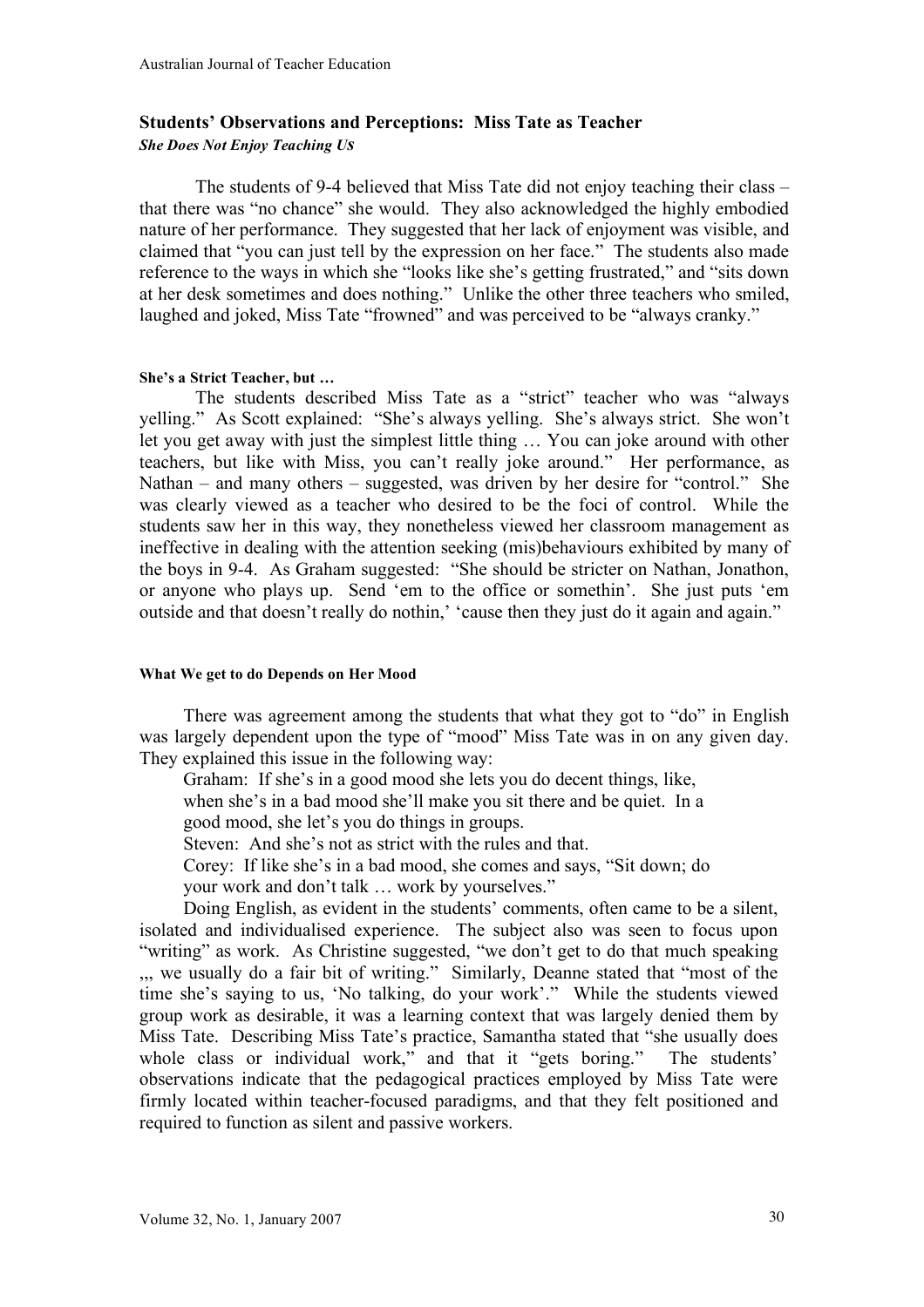## Students' Observations and Perceptions: Miss Tate as Teacher

### *She Does Not Enjoy Teaching Us*

The students of 9-4 believed that Miss Tate did not enjoy teaching their class – that there was "no chance" she would. They also acknowledged the highly embodied nature of her performance. They suggested that her lack of enjoyment was visible, and claimed that "you can just tell by the expression on her face." The students also made reference to the ways in which she "looks like she's getting frustrated," and "sits down at her desk sometimes and does nothing." Unlike the other three teachers who smiled, laughed and joked, Miss Tate "frowned" and was perceived to be "always cranky."

#### She's a Strict Teacher, but …

The students described Miss Tate as a "strict" teacher who was "always yelling." As Scott explained: "She's always yelling. She's always strict. She won't let you get away with just the simplest little thing … You can joke around with other teachers, but like with Miss, you can't really joke around." Her performance, as Nathan – and many others – suggested, was driven by her desire for "control." She was clearly viewed as a teacher who desired to be the foci of control. While the students saw her in this way, they nonetheless viewed her classroom management as ineffective in dealing with the attention seeking (mis)behaviours exhibited by many of the boys in 9-4. As Graham suggested: "She should be stricter on Nathan, Jonathon, or anyone who plays up. Send 'em to the office or somethin'. She just puts 'em outside and that doesn't really do nothin,' 'cause then they just do it again and again."

#### What We get to do Depends on Her Mood

There was agreement among the students that what they got to "do" in English was largely dependent upon the type of "mood" Miss Tate was in on any given day. They explained this issue in the following way:

> Graham: If she's in a good mood she lets you do decent things, like, when she's in a bad mood she'll make you sit there and be quiet. In a good mood, she let's you do things in groups.
>
> Steven: And she's not as strict with the rules and that.
>
> Corey: If like she's in a bad mood, she comes and says, "Sit down; do your work and don't talk … work by yourselves."

Doing English, as evident in the students' comments, often came to be a silent, isolated and individualised experience. The subject also was seen to focus upon "writing" as work. As Christine suggested, "we don't get to do that much speaking ,,, we usually do a fair bit of writing." Similarly, Deanne stated that "most of the time she's saying to us, 'No talking, do your work'." While the students viewed group work as desirable, it was a learning context that was largely denied them by Miss Tate. Describing Miss Tate's practice, Samantha stated that "she usually does whole class or individual work," and that it "gets boring." The students' observations indicate that the pedagogical practices employed by Miss Tate were firmly located within teacher-focused paradigms, and that they felt positioned and required to function as silent and passive workers.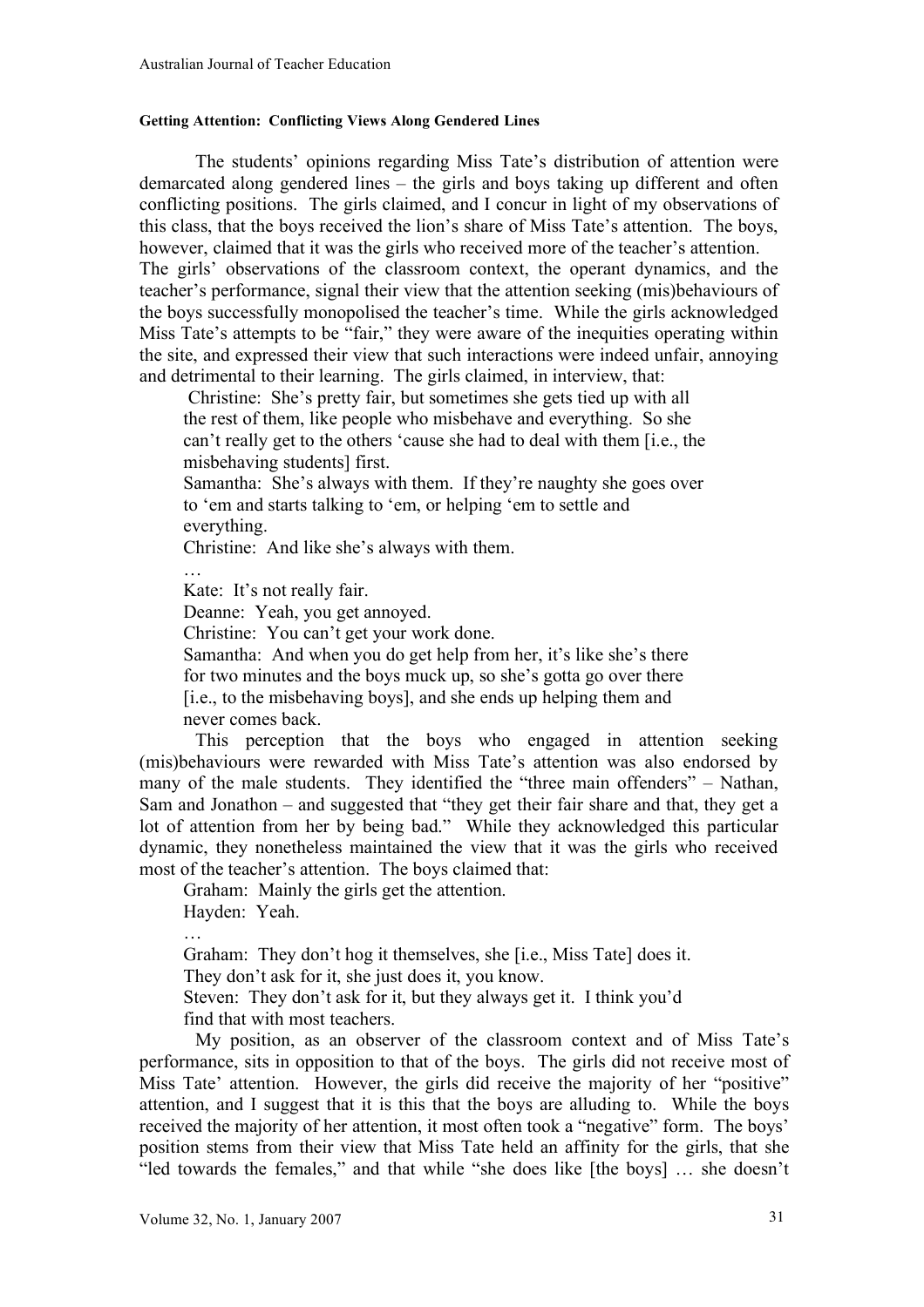#### Getting Attention: Conflicting Views Along Gendered Lines

The students' opinions regarding Miss Tate's distribution of attention were demarcated along gendered lines – the girls and boys taking up different and often conflicting positions. The girls claimed, and I concur in light of my observations of this class, that the boys received the lion's share of Miss Tate's attention. The boys, however, claimed that it was the girls who received more of the teacher's attention. The girls' observations of the classroom context, the operant dynamics, and the teacher's performance, signal their view that the attention seeking (mis)behaviours of the boys successfully monopolised the teacher's time. While the girls acknowledged Miss Tate's attempts to be "fair," they were aware of the inequities operating within the site, and expressed their view that such interactions were indeed unfair, annoying and detrimental to their learning. The girls claimed, in interview, that:

> Christine: She's pretty fair, but sometimes she gets tied up with all the rest of them, like people who misbehave and everything. So she can't really get to the others 'cause she had to deal with them [i.e., the misbehaving students] first.
> Samantha: She's always with them. If they're naughty she goes over to 'em and starts talking to 'em, or helping 'em to settle and everything.
> Christine: And like she's always with them.
> …
> Kate: It's not really fair.
> Deanne: Yeah, you get annoyed.
> Christine: You can't get your work done.
> Samantha: And when you do get help from her, it's like she's there for two minutes and the boys muck up, so she's gotta go over there [i.e., to the misbehaving boys], and she ends up helping them and never comes back.

This perception that the boys who engaged in attention seeking (mis)behaviours were rewarded with Miss Tate's attention was also endorsed by many of the male students. They identified the "three main offenders" – Nathan, Sam and Jonathon – and suggested that "they get their fair share and that, they get a lot of attention from her by being bad." While they acknowledged this particular dynamic, they nonetheless maintained the view that it was the girls who received most of the teacher's attention. The boys claimed that:

> Graham: Mainly the girls get the attention.
> Hayden: Yeah.
> …
> Graham: They don't hog it themselves, she [i.e., Miss Tate] does it. They don't ask for it, she just does it, you know.
> Steven: They don't ask for it, but they always get it. I think you'd find that with most teachers.

My position, as an observer of the classroom context and of Miss Tate's performance, sits in opposition to that of the boys. The girls did not receive most of Miss Tate' attention. However, the girls did receive the majority of her "positive" attention, and I suggest that it is this that the boys are alluding to. While the boys received the majority of her attention, it most often took a "negative" form. The boys' position stems from their view that Miss Tate held an affinity for the girls, that she "led towards the females," and that while "she does like [the boys] … she doesn't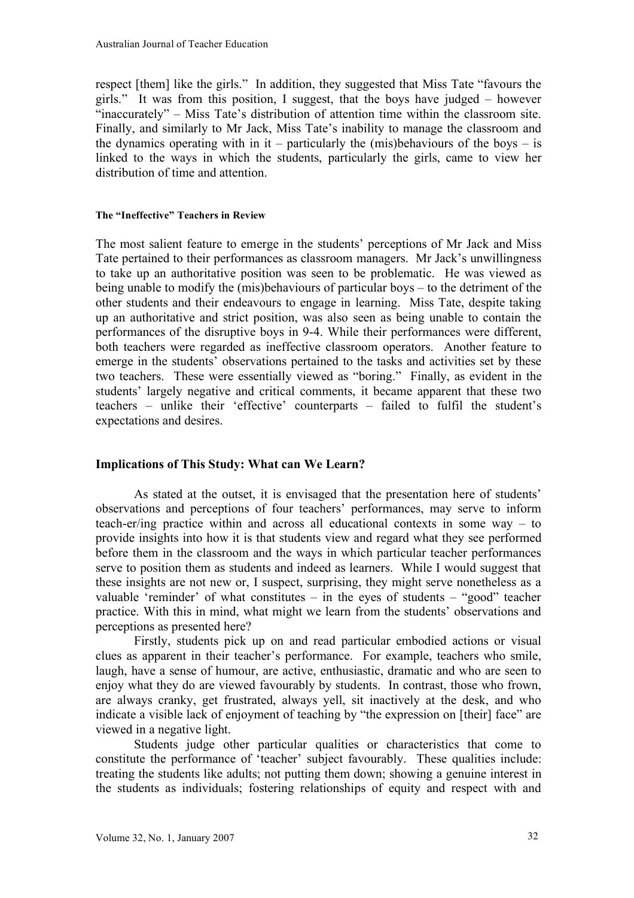respect [them] like the girls." In addition, they suggested that Miss Tate "favours the girls." It was from this position, I suggest, that the boys have judged – however "inaccurately" – Miss Tate's distribution of attention time within the classroom site. Finally, and similarly to Mr Jack, Miss Tate's inability to manage the classroom and the dynamics operating with in it – particularly the (mis)behaviours of the boys – is linked to the ways in which the students, particularly the girls, came to view her distribution of time and attention.

#### The "Ineffective" Teachers in Review

The most salient feature to emerge in the students' perceptions of Mr Jack and Miss Tate pertained to their performances as classroom managers. Mr Jack's unwillingness to take up an authoritative position was seen to be problematic. He was viewed as being unable to modify the (mis)behaviours of particular boys – to the detriment of the other students and their endeavours to engage in learning. Miss Tate, despite taking up an authoritative and strict position, was also seen as being unable to contain the performances of the disruptive boys in 9-4. While their performances were different, both teachers were regarded as ineffective classroom operators. Another feature to emerge in the students' observations pertained to the tasks and activities set by these two teachers. These were essentially viewed as "boring." Finally, as evident in the students' largely negative and critical comments, it became apparent that these two teachers – unlike their 'effective' counterparts – failed to fulfil the student's expectations and desires.

## Implications of This Study: What can We Learn?

As stated at the outset, it is envisaged that the presentation here of students' observations and perceptions of four teachers' performances, may serve to inform teach-er/ing practice within and across all educational contexts in some way – to provide insights into how it is that students view and regard what they see performed before them in the classroom and the ways in which particular teacher performances serve to position them as students and indeed as learners. While I would suggest that these insights are not new or, I suspect, surprising, they might serve nonetheless as a valuable 'reminder' of what constitutes – in the eyes of students – "good" teacher practice. With this in mind, what might we learn from the students' observations and perceptions as presented here?

Firstly, students pick up on and read particular embodied actions or visual clues as apparent in their teacher's performance. For example, teachers who smile, laugh, have a sense of humour, are active, enthusiastic, dramatic and who are seen to enjoy what they do are viewed favourably by students. In contrast, those who frown, are always cranky, get frustrated, always yell, sit inactively at the desk, and who indicate a visible lack of enjoyment of teaching by "the expression on [their] face" are viewed in a negative light.

Students judge other particular qualities or characteristics that come to constitute the performance of 'teacher' subject favourably. These qualities include: treating the students like adults; not putting them down; showing a genuine interest in the students as individuals; fostering relationships of equity and respect with and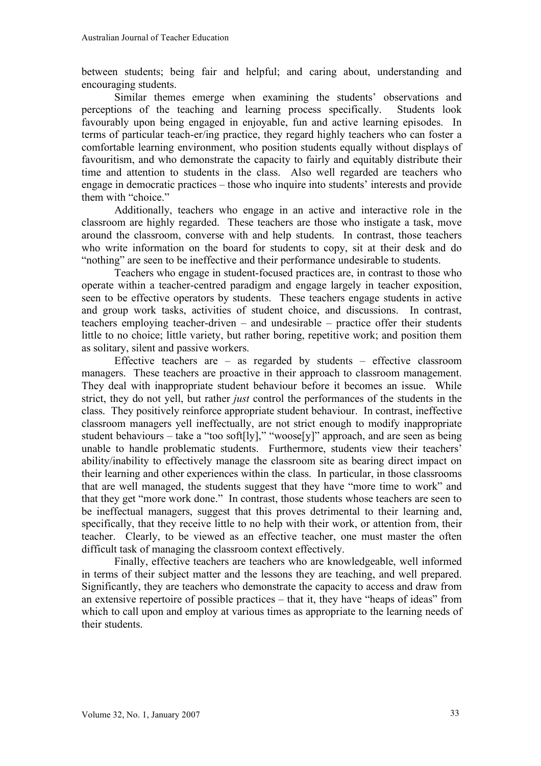between students; being fair and helpful; and caring about, understanding and encouraging students.

Similar themes emerge when examining the students' observations and perceptions of the teaching and learning process specifically. Students look favourably upon being engaged in enjoyable, fun and active learning episodes. In terms of particular teach-er/ing practice, they regard highly teachers who can foster a comfortable learning environment, who position students equally without displays of favouritism, and who demonstrate the capacity to fairly and equitably distribute their time and attention to students in the class. Also well regarded are teachers who engage in democratic practices – those who inquire into students' interests and provide them with "choice."

Additionally, teachers who engage in an active and interactive role in the classroom are highly regarded. These teachers are those who instigate a task, move around the classroom, converse with and help students. In contrast, those teachers who write information on the board for students to copy, sit at their desk and do "nothing" are seen to be ineffective and their performance undesirable to students.

Teachers who engage in student-focused practices are, in contrast to those who operate within a teacher-centred paradigm and engage largely in teacher exposition, seen to be effective operators by students. These teachers engage students in active and group work tasks, activities of student choice, and discussions. In contrast, teachers employing teacher-driven – and undesirable – practice offer their students little to no choice; little variety, but rather boring, repetitive work; and position them as solitary, silent and passive workers.

Effective teachers are – as regarded by students – effective classroom managers. These teachers are proactive in their approach to classroom management. They deal with inappropriate student behaviour before it becomes an issue. While strict, they do not yell, but rather *just* control the performances of the students in the class. They positively reinforce appropriate student behaviour. In contrast, ineffective classroom managers yell ineffectually, are not strict enough to modify inappropriate student behaviours – take a "too soft[ly]," "woose[y]" approach, and are seen as being unable to handle problematic students. Furthermore, students view their teachers' ability/inability to effectively manage the classroom site as bearing direct impact on their learning and other experiences within the class. In particular, in those classrooms that are well managed, the students suggest that they have "more time to work" and that they get "more work done." In contrast, those students whose teachers are seen to be ineffectual managers, suggest that this proves detrimental to their learning and, specifically, that they receive little to no help with their work, or attention from, their teacher. Clearly, to be viewed as an effective teacher, one must master the often difficult task of managing the classroom context effectively.

Finally, effective teachers are teachers who are knowledgeable, well informed in terms of their subject matter and the lessons they are teaching, and well prepared. Significantly, they are teachers who demonstrate the capacity to access and draw from an extensive repertoire of possible practices – that it, they have "heaps of ideas" from which to call upon and employ at various times as appropriate to the learning needs of their students.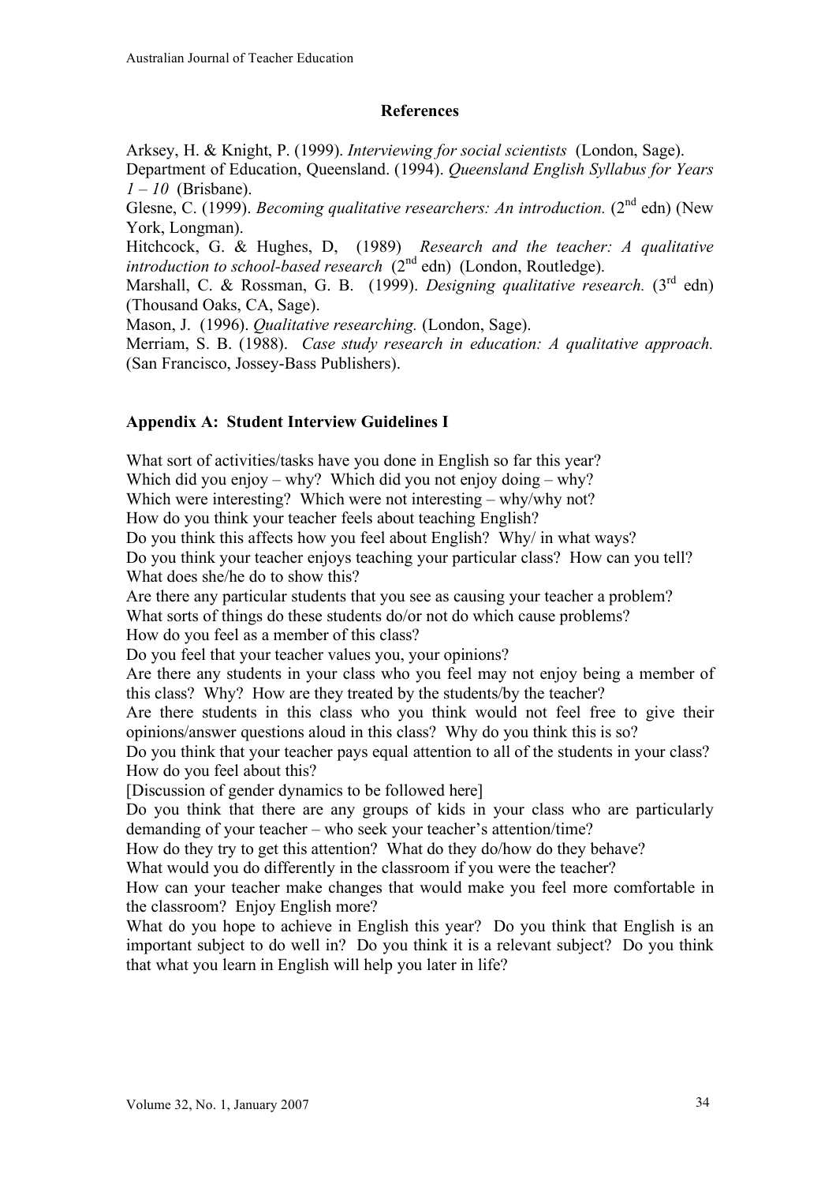## References

Arksey, H. & Knight, P. (1999). *Interviewing for social scientists* (London, Sage).

Department of Education, Queensland. (1994). *Queensland English Syllabus for Years 1 – 10* (Brisbane).

Glesne, C. (1999). *Becoming qualitative researchers: An introduction.* (2nd edn) (New York, Longman).

Hitchcock, G. & Hughes, D, (1989) *Research and the teacher: A qualitative introduction to school-based research* (2nd edn) (London, Routledge).

Marshall, C. & Rossman, G. B. (1999). *Designing qualitative research.* (3rd edn) (Thousand Oaks, CA, Sage).

Mason, J. (1996). *Qualitative researching.* (London, Sage).

Merriam, S. B. (1988). *Case study research in education: A qualitative approach.* (San Francisco, Jossey-Bass Publishers).

## Appendix A: Student Interview Guidelines I

What sort of activities/tasks have you done in English so far this year?
Which did you enjoy – why? Which did you not enjoy doing – why?
Which were interesting? Which were not interesting – why/why not?
How do you think your teacher feels about teaching English?
Do you think this affects how you feel about English? Why/ in what ways?
Do you think your teacher enjoys teaching your particular class? How can you tell? What does she/he do to show this?
Are there any particular students that you see as causing your teacher a problem?
What sorts of things do these students do/or not do which cause problems?
How do you feel as a member of this class?
Do you feel that your teacher values you, your opinions?
Are there any students in your class who you feel may not enjoy being a member of this class? Why? How are they treated by the students/by the teacher?
Are there students in this class who you think would not feel free to give their opinions/answer questions aloud in this class? Why do you think this is so?
Do you think that your teacher pays equal attention to all of the students in your class? How do you feel about this?
[Discussion of gender dynamics to be followed here]
Do you think that there are any groups of kids in your class who are particularly demanding of your teacher – who seek your teacher's attention/time?
How do they try to get this attention? What do they do/how do they behave?
What would you do differently in the classroom if you were the teacher?
How can your teacher make changes that would make you feel more comfortable in the classroom? Enjoy English more?
What do you hope to achieve in English this year? Do you think that English is an important subject to do well in? Do you think it is a relevant subject? Do you think that what you learn in English will help you later in life?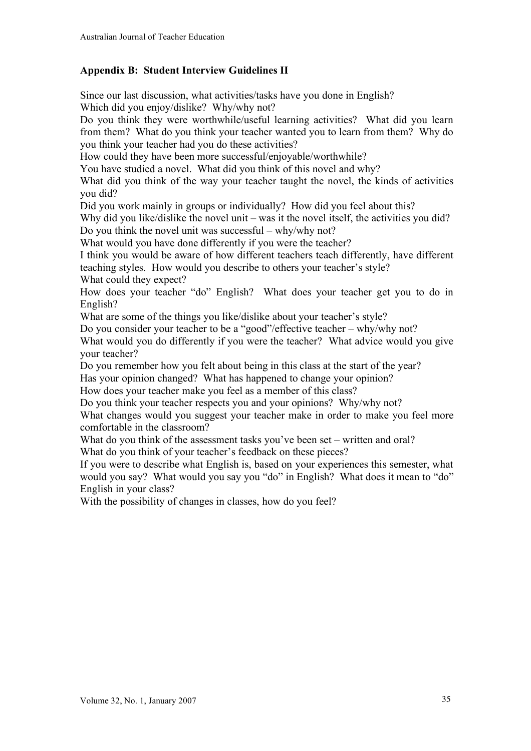## Appendix B: Student Interview Guidelines II

Since our last discussion, what activities/tasks have you done in English?
Which did you enjoy/dislike? Why/why not?
Do you think they were worthwhile/useful learning activities? What did you learn from them? What do you think your teacher wanted you to learn from them? Why do you think your teacher had you do these activities?
How could they have been more successful/enjoyable/worthwhile?
You have studied a novel. What did you think of this novel and why?
What did you think of the way your teacher taught the novel, the kinds of activities you did?
Did you work mainly in groups or individually? How did you feel about this?
Why did you like/dislike the novel unit – was it the novel itself, the activities you did?
Do you think the novel unit was successful – why/why not?
What would you have done differently if you were the teacher?
I think you would be aware of how different teachers teach differently, have different teaching styles. How would you describe to others your teacher's style?
What could they expect?
How does your teacher "do" English? What does your teacher get you to do in English?
What are some of the things you like/dislike about your teacher's style?
Do you consider your teacher to be a "good"/effective teacher – why/why not?
What would you do differently if you were the teacher? What advice would you give your teacher?
Do you remember how you felt about being in this class at the start of the year?
Has your opinion changed? What has happened to change your opinion?
How does your teacher make you feel as a member of this class?
Do you think your teacher respects you and your opinions? Why/why not?
What changes would you suggest your teacher make in order to make you feel more comfortable in the classroom?
What do you think of the assessment tasks you've been set – written and oral?
What do you think of your teacher's feedback on these pieces?
If you were to describe what English is, based on your experiences this semester, what would you say? What would you say you "do" in English? What does it mean to "do" English in your class?
With the possibility of changes in classes, how do you feel?